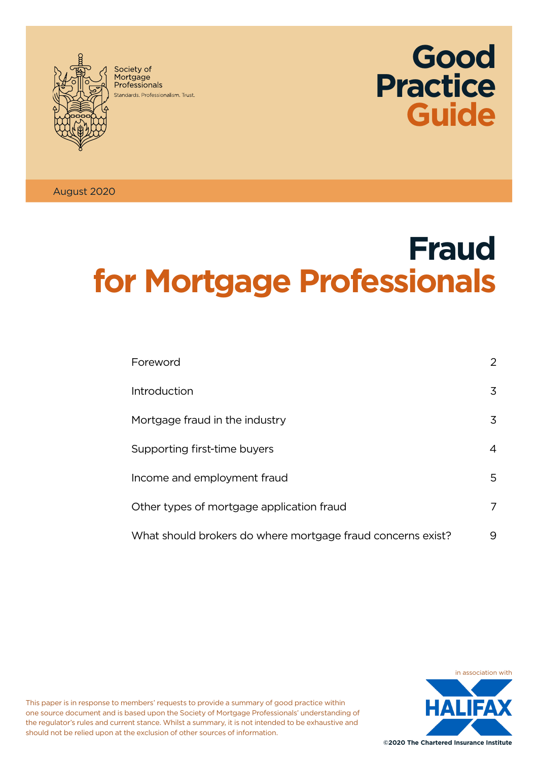Society of Mortgage Professionals

Standards. Professionalism. Trust.

# Good Practice Guide

August 2020

# Fraud for Mortgage Professionals

| | |
|---|---|
| Foreword | 2 |
| Introduction | 3 |
| Mortgage fraud in the industry | 3 |
| Supporting first-time buyers | 4 |
| Income and employment fraud | 5 |
| Other types of mortgage application fraud | 7 |
| What should brokers do where mortgage fraud concerns exist? | 9 |

This paper is in response to members' requests to provide a summary of good practice within one source document and is based upon the Society of Mortgage Professionals' understanding of the regulator's rules and current stance. Whilst a summary, it is not intended to be exhaustive and should not be relied upon at the exclusion of other sources of information.

in association with HALIFAX

©2020 The Chartered Insurance Institute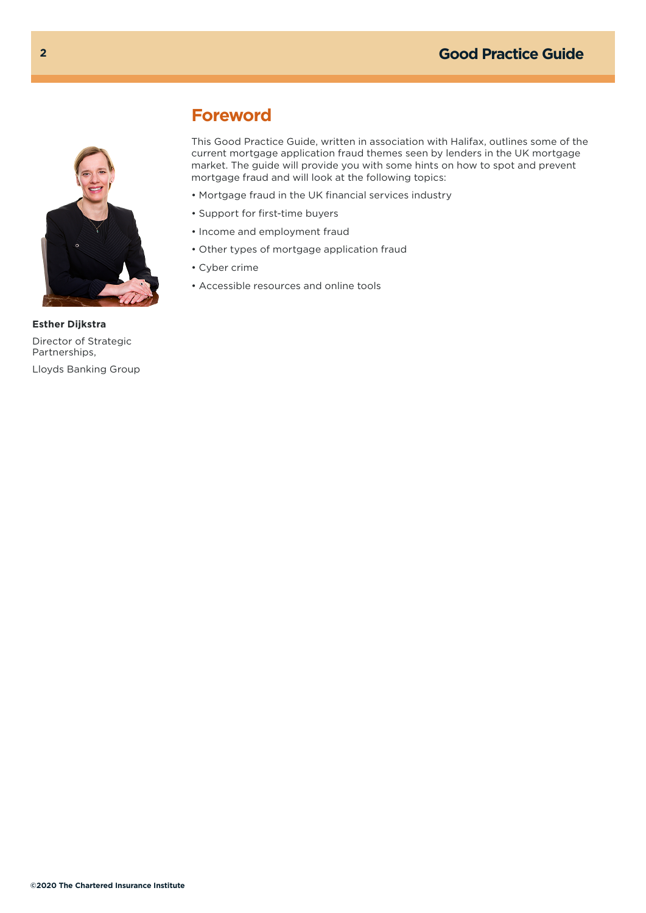## Foreword

This Good Practice Guide, written in association with Halifax, outlines some of the current mortgage application fraud themes seen by lenders in the UK mortgage market. The guide will provide you with some hints on how to spot and prevent mortgage fraud and will look at the following topics:

- Mortgage fraud in the UK financial services industry
- Support for first-time buyers
- Income and employment fraud
- Other types of mortgage application fraud
- Cyber crime
- Accessible resources and online tools

**Esther Dijkstra**

Director of Strategic Partnerships,

Lloyds Banking Group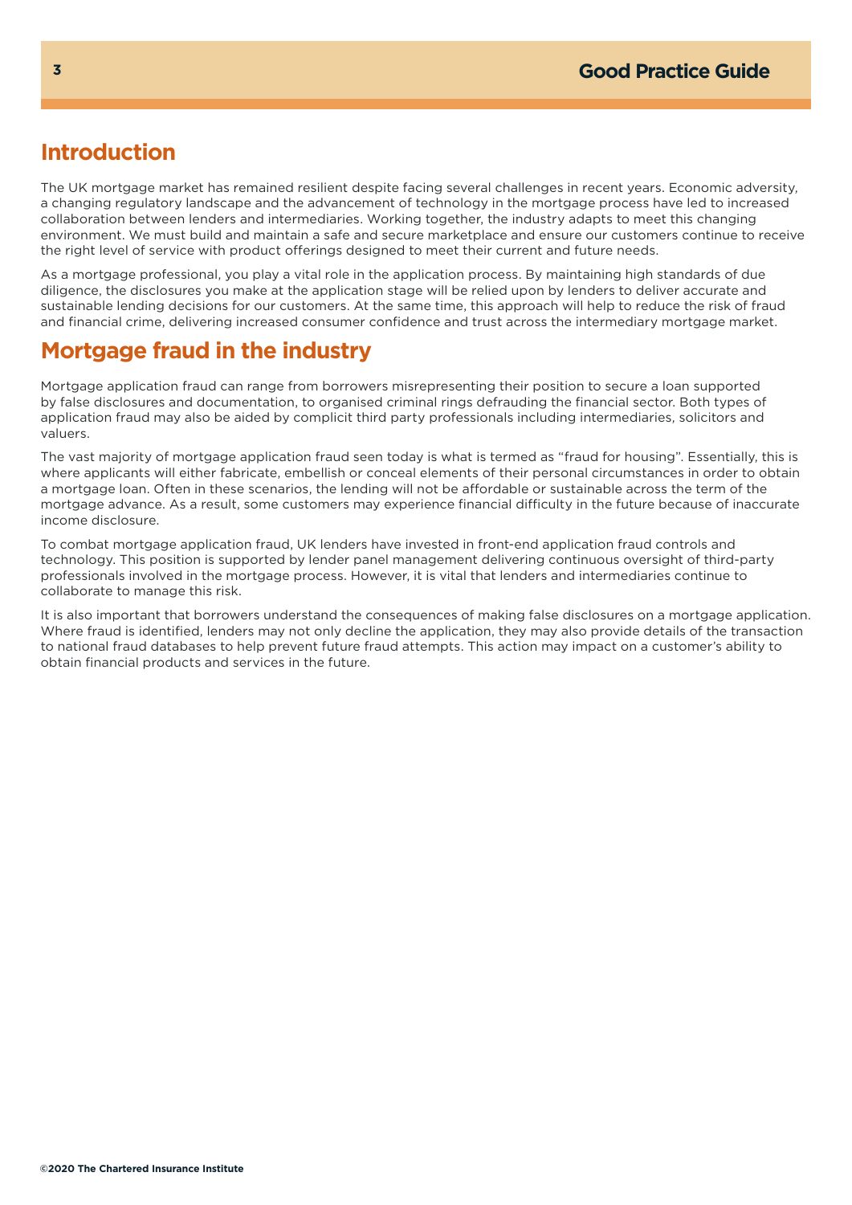## Introduction

The UK mortgage market has remained resilient despite facing several challenges in recent years. Economic adversity, a changing regulatory landscape and the advancement of technology in the mortgage process have led to increased collaboration between lenders and intermediaries. Working together, the industry adapts to meet this changing environment. We must build and maintain a safe and secure marketplace and ensure our customers continue to receive the right level of service with product offerings designed to meet their current and future needs.

As a mortgage professional, you play a vital role in the application process. By maintaining high standards of due diligence, the disclosures you make at the application stage will be relied upon by lenders to deliver accurate and sustainable lending decisions for our customers. At the same time, this approach will help to reduce the risk of fraud and financial crime, delivering increased consumer confidence and trust across the intermediary mortgage market.

## Mortgage fraud in the industry

Mortgage application fraud can range from borrowers misrepresenting their position to secure a loan supported by false disclosures and documentation, to organised criminal rings defrauding the financial sector. Both types of application fraud may also be aided by complicit third party professionals including intermediaries, solicitors and valuers.

The vast majority of mortgage application fraud seen today is what is termed as "fraud for housing". Essentially, this is where applicants will either fabricate, embellish or conceal elements of their personal circumstances in order to obtain a mortgage loan. Often in these scenarios, the lending will not be affordable or sustainable across the term of the mortgage advance. As a result, some customers may experience financial difficulty in the future because of inaccurate income disclosure.

To combat mortgage application fraud, UK lenders have invested in front-end application fraud controls and technology. This position is supported by lender panel management delivering continuous oversight of third-party professionals involved in the mortgage process. However, it is vital that lenders and intermediaries continue to collaborate to manage this risk.

It is also important that borrowers understand the consequences of making false disclosures on a mortgage application. Where fraud is identified, lenders may not only decline the application, they may also provide details of the transaction to national fraud databases to help prevent future fraud attempts. This action may impact on a customer's ability to obtain financial products and services in the future.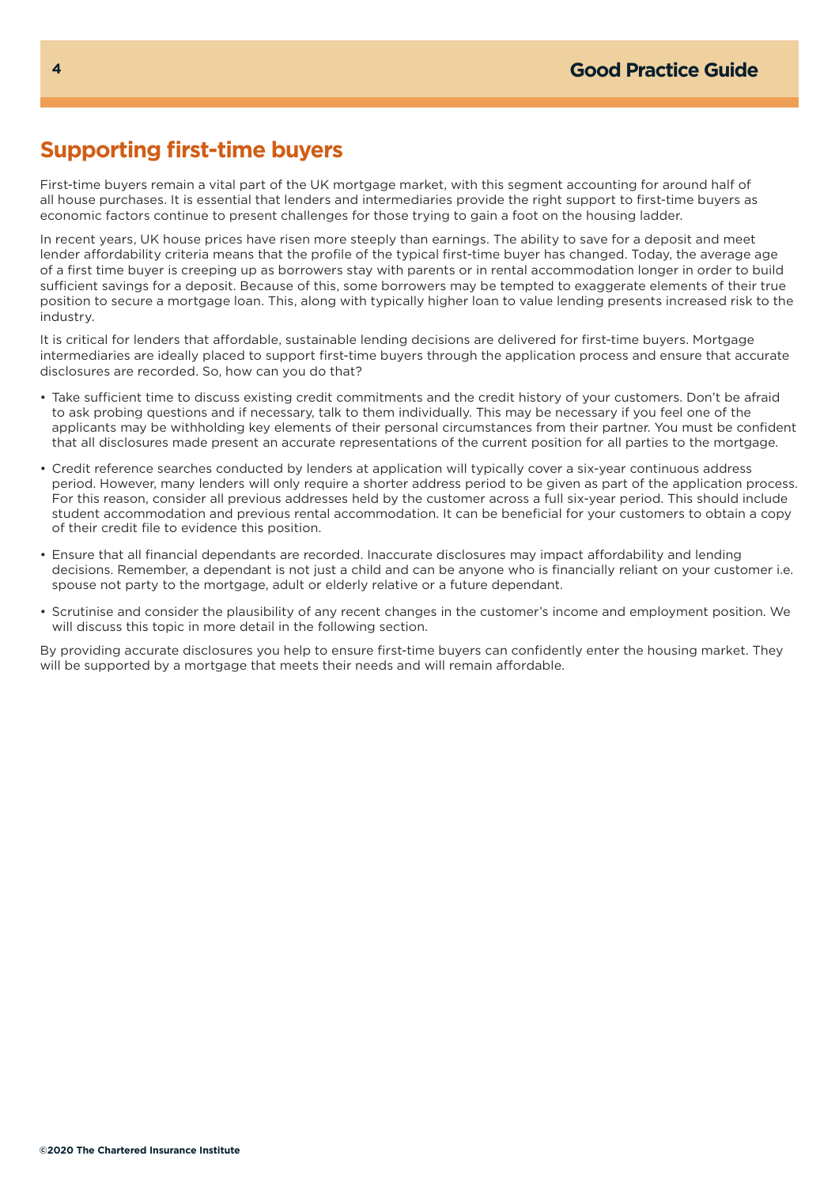## Supporting first-time buyers

First-time buyers remain a vital part of the UK mortgage market, with this segment accounting for around half of all house purchases. It is essential that lenders and intermediaries provide the right support to first-time buyers as economic factors continue to present challenges for those trying to gain a foot on the housing ladder.

In recent years, UK house prices have risen more steeply than earnings. The ability to save for a deposit and meet lender affordability criteria means that the profile of the typical first-time buyer has changed. Today, the average age of a first time buyer is creeping up as borrowers stay with parents or in rental accommodation longer in order to build sufficient savings for a deposit. Because of this, some borrowers may be tempted to exaggerate elements of their true position to secure a mortgage loan. This, along with typically higher loan to value lending presents increased risk to the industry.

It is critical for lenders that affordable, sustainable lending decisions are delivered for first-time buyers. Mortgage intermediaries are ideally placed to support first-time buyers through the application process and ensure that accurate disclosures are recorded. So, how can you do that?

- Take sufficient time to discuss existing credit commitments and the credit history of your customers. Don't be afraid to ask probing questions and if necessary, talk to them individually. This may be necessary if you feel one of the applicants may be withholding key elements of their personal circumstances from their partner. You must be confident that all disclosures made present an accurate representations of the current position for all parties to the mortgage.
- Credit reference searches conducted by lenders at application will typically cover a six-year continuous address period. However, many lenders will only require a shorter address period to be given as part of the application process. For this reason, consider all previous addresses held by the customer across a full six-year period. This should include student accommodation and previous rental accommodation. It can be beneficial for your customers to obtain a copy of their credit file to evidence this position.
- Ensure that all financial dependants are recorded. Inaccurate disclosures may impact affordability and lending decisions. Remember, a dependant is not just a child and can be anyone who is financially reliant on your customer i.e. spouse not party to the mortgage, adult or elderly relative or a future dependant.
- Scrutinise and consider the plausibility of any recent changes in the customer's income and employment position. We will discuss this topic in more detail in the following section.

By providing accurate disclosures you help to ensure first-time buyers can confidently enter the housing market. They will be supported by a mortgage that meets their needs and will remain affordable.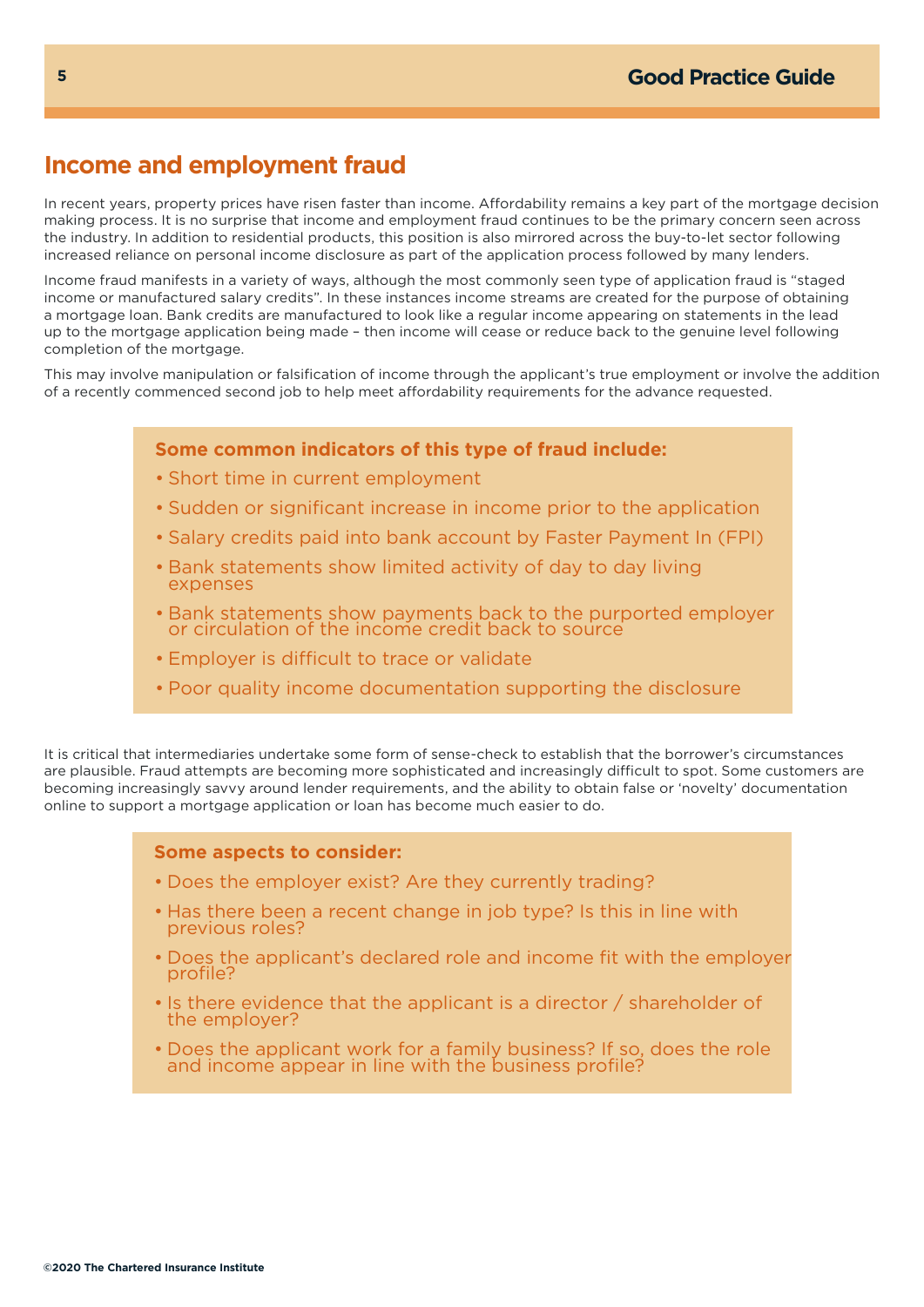## Income and employment fraud

In recent years, property prices have risen faster than income. Affordability remains a key part of the mortgage decision making process. It is no surprise that income and employment fraud continues to be the primary concern seen across the industry. In addition to residential products, this position is also mirrored across the buy-to-let sector following increased reliance on personal income disclosure as part of the application process followed by many lenders.

Income fraud manifests in a variety of ways, although the most commonly seen type of application fraud is "staged income or manufactured salary credits". In these instances income streams are created for the purpose of obtaining a mortgage loan. Bank credits are manufactured to look like a regular income appearing on statements in the lead up to the mortgage application being made – then income will cease or reduce back to the genuine level following completion of the mortgage.

This may involve manipulation or falsification of income through the applicant's true employment or involve the addition of a recently commenced second job to help meet affordability requirements for the advance requested.

**Some common indicators of this type of fraud include:**

- Short time in current employment
- Sudden or significant increase in income prior to the application
- Salary credits paid into bank account by Faster Payment In (FPI)
- Bank statements show limited activity of day to day living expenses
- Bank statements show payments back to the purported employer or circulation of the income credit back to source
- Employer is difficult to trace or validate
- Poor quality income documentation supporting the disclosure

It is critical that intermediaries undertake some form of sense-check to establish that the borrower's circumstances are plausible. Fraud attempts are becoming more sophisticated and increasingly difficult to spot. Some customers are becoming increasingly savvy around lender requirements, and the ability to obtain false or 'novelty' documentation online to support a mortgage application or loan has become much easier to do.

**Some aspects to consider:**

- Does the employer exist? Are they currently trading?
- Has there been a recent change in job type? Is this in line with previous roles?
- Does the applicant's declared role and income fit with the employer profile?
- Is there evidence that the applicant is a director / shareholder of the employer?
- Does the applicant work for a family business? If so, does the role and income appear in line with the business profile?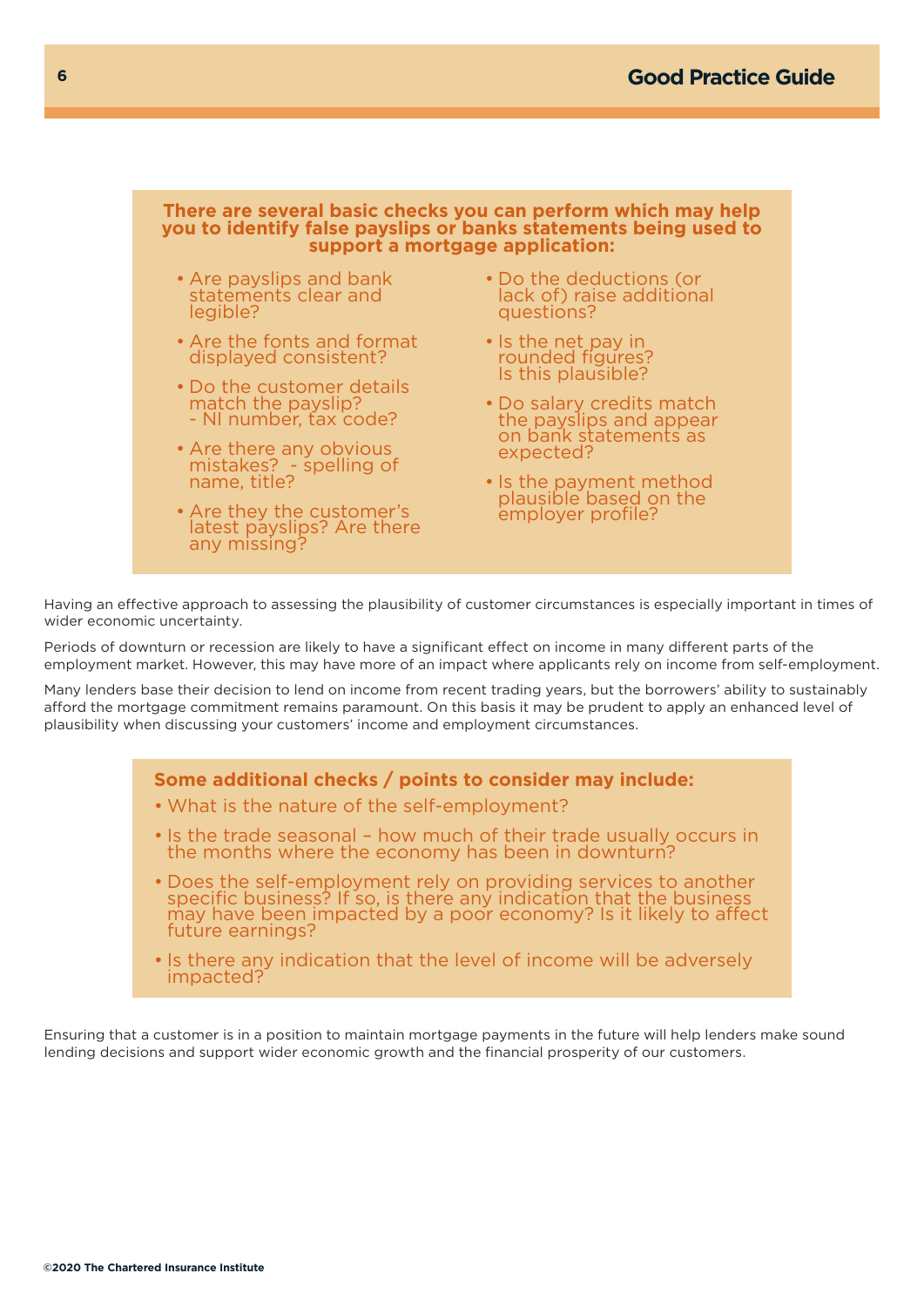**There are several basic checks you can perform which may help you to identify false payslips or banks statements being used to support a mortgage application:**

- Are payslips and bank statements clear and legible?
- Are the fonts and format displayed consistent?
- Do the customer details match the payslip? - NI number, tax code?
- Are there any obvious mistakes? - spelling of name, title?
- Are they the customer's latest payslips? Are there any missing?
- Do the deductions (or lack of) raise additional questions?
- Is the net pay in rounded figures? Is this plausible?
- Do salary credits match the payslips and appear on bank statements as expected?
- Is the payment method plausible based on the employer profile?

Having an effective approach to assessing the plausibility of customer circumstances is especially important in times of wider economic uncertainty.

Periods of downturn or recession are likely to have a significant effect on income in many different parts of the employment market. However, this may have more of an impact where applicants rely on income from self-employment.

Many lenders base their decision to lend on income from recent trading years, but the borrowers' ability to sustainably afford the mortgage commitment remains paramount. On this basis it may be prudent to apply an enhanced level of plausibility when discussing your customers' income and employment circumstances.

**Some additional checks / points to consider may include:**

- What is the nature of the self-employment?
- Is the trade seasonal – how much of their trade usually occurs in the months where the economy has been in downturn?
- Does the self-employment rely on providing services to another specific business? If so, is there any indication that the business may have been impacted by a poor economy? Is it likely to affect future earnings?
- Is there any indication that the level of income will be adversely impacted?

Ensuring that a customer is in a position to maintain mortgage payments in the future will help lenders make sound lending decisions and support wider economic growth and the financial prosperity of our customers.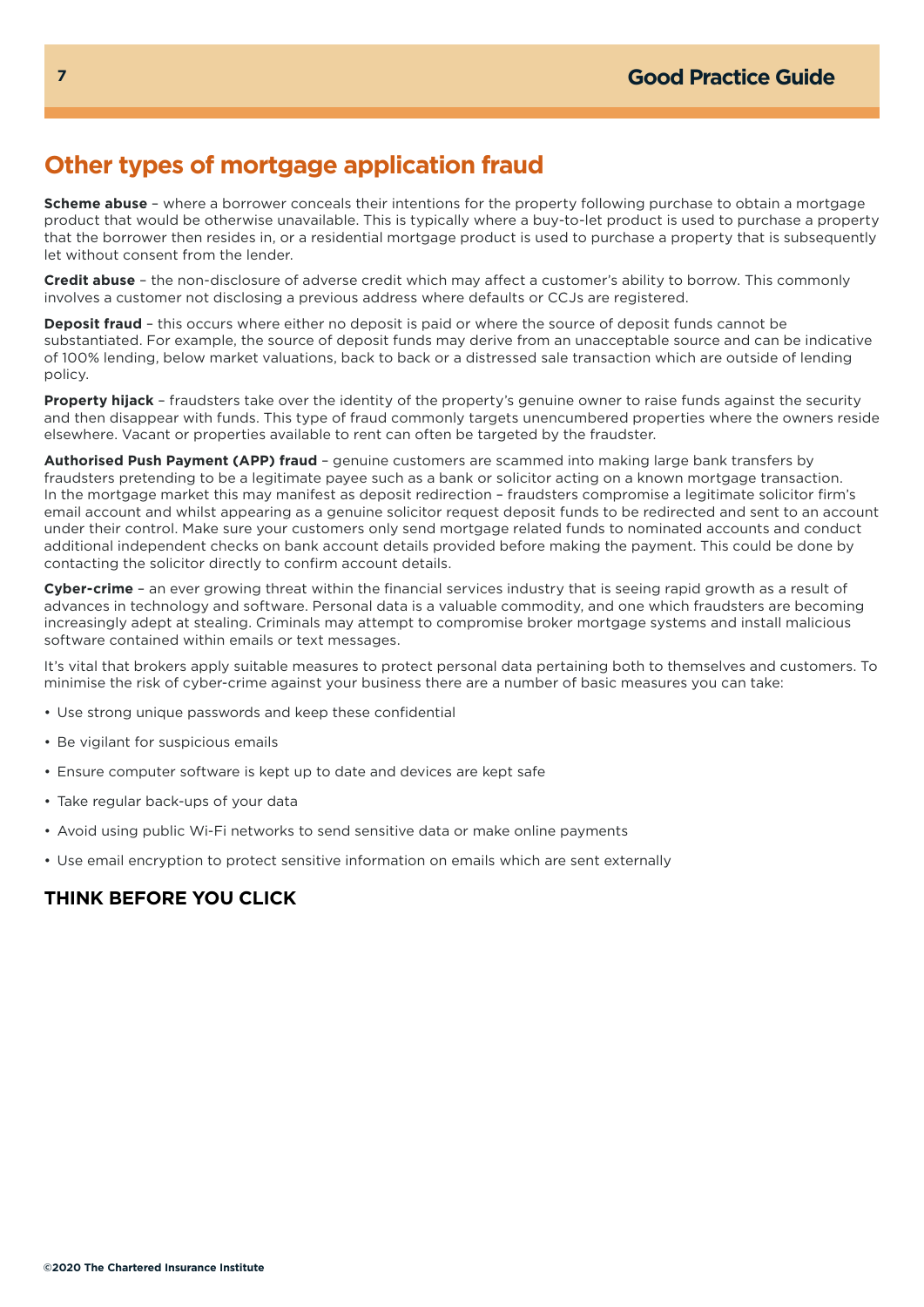## Other types of mortgage application fraud

**Scheme abuse** – where a borrower conceals their intentions for the property following purchase to obtain a mortgage product that would be otherwise unavailable. This is typically where a buy-to-let product is used to purchase a property that the borrower then resides in, or a residential mortgage product is used to purchase a property that is subsequently let without consent from the lender.

**Credit abuse** – the non-disclosure of adverse credit which may affect a customer's ability to borrow. This commonly involves a customer not disclosing a previous address where defaults or CCJs are registered.

**Deposit fraud** – this occurs where either no deposit is paid or where the source of deposit funds cannot be substantiated. For example, the source of deposit funds may derive from an unacceptable source and can be indicative of 100% lending, below market valuations, back to back or a distressed sale transaction which are outside of lending policy.

**Property hijack** – fraudsters take over the identity of the property's genuine owner to raise funds against the security and then disappear with funds. This type of fraud commonly targets unencumbered properties where the owners reside elsewhere. Vacant or properties available to rent can often be targeted by the fraudster.

**Authorised Push Payment (APP) fraud** – genuine customers are scammed into making large bank transfers by fraudsters pretending to be a legitimate payee such as a bank or solicitor acting on a known mortgage transaction. In the mortgage market this may manifest as deposit redirection – fraudsters compromise a legitimate solicitor firm's email account and whilst appearing as a genuine solicitor request deposit funds to be redirected and sent to an account under their control. Make sure your customers only send mortgage related funds to nominated accounts and conduct additional independent checks on bank account details provided before making the payment. This could be done by contacting the solicitor directly to confirm account details.

**Cyber-crime** – an ever growing threat within the financial services industry that is seeing rapid growth as a result of advances in technology and software. Personal data is a valuable commodity, and one which fraudsters are becoming increasingly adept at stealing. Criminals may attempt to compromise broker mortgage systems and install malicious software contained within emails or text messages.

It's vital that brokers apply suitable measures to protect personal data pertaining both to themselves and customers. To minimise the risk of cyber-crime against your business there are a number of basic measures you can take:

- Use strong unique passwords and keep these confidential
- Be vigilant for suspicious emails
- Ensure computer software is kept up to date and devices are kept safe
- Take regular back-ups of your data
- Avoid using public Wi-Fi networks to send sensitive data or make online payments
- Use email encryption to protect sensitive information on emails which are sent externally

**THINK BEFORE YOU CLICK**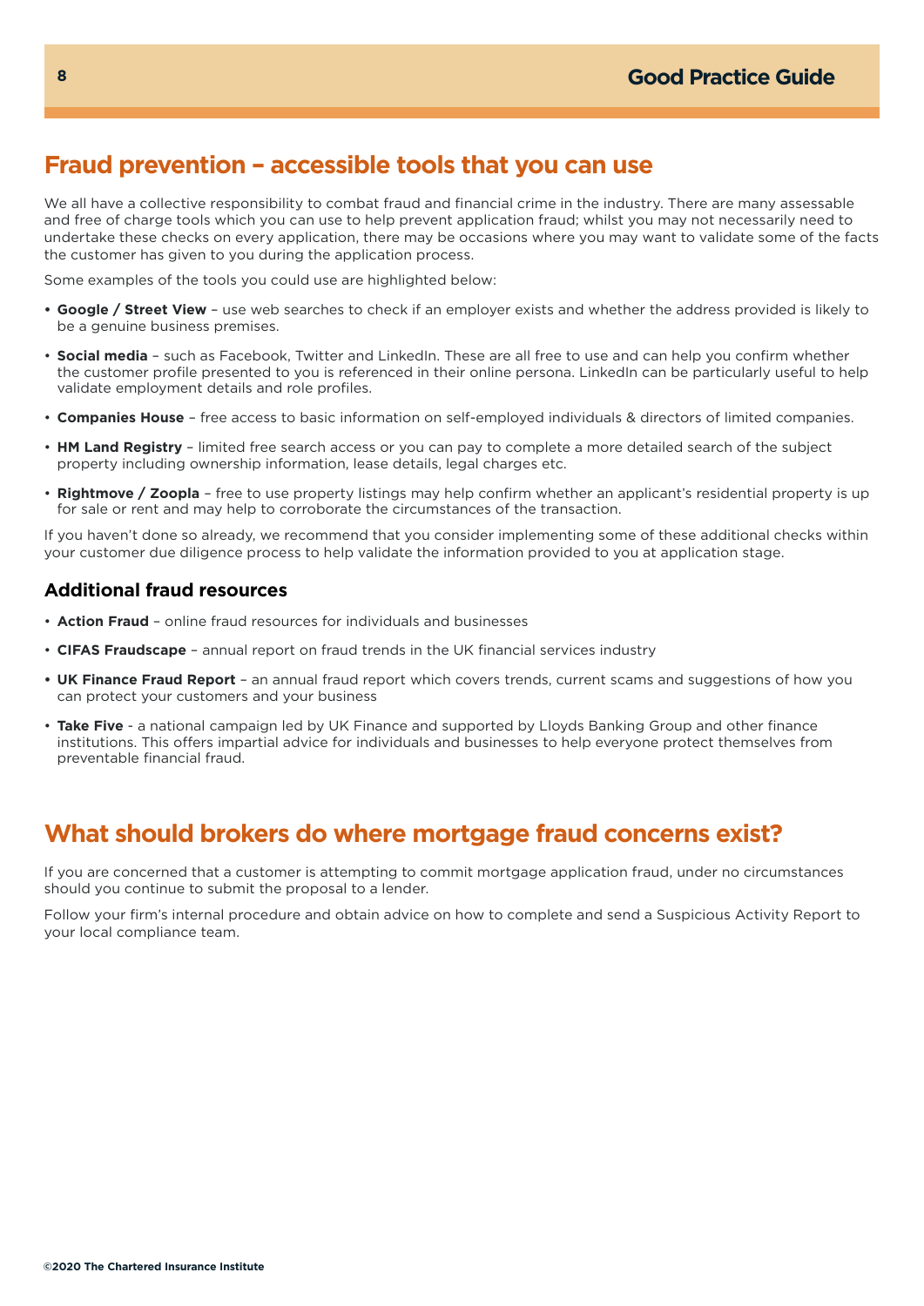## Fraud prevention – accessible tools that you can use

We all have a collective responsibility to combat fraud and financial crime in the industry. There are many assessable and free of charge tools which you can use to help prevent application fraud; whilst you may not necessarily need to undertake these checks on every application, there may be occasions where you may want to validate some of the facts the customer has given to you during the application process.

Some examples of the tools you could use are highlighted below:

- **Google / Street View** – use web searches to check if an employer exists and whether the address provided is likely to be a genuine business premises.
- **Social media** – such as Facebook, Twitter and LinkedIn. These are all free to use and can help you confirm whether the customer profile presented to you is referenced in their online persona. LinkedIn can be particularly useful to help validate employment details and role profiles.
- **Companies House** – free access to basic information on self-employed individuals & directors of limited companies.
- **HM Land Registry** – limited free search access or you can pay to complete a more detailed search of the subject property including ownership information, lease details, legal charges etc.
- **Rightmove / Zoopla** – free to use property listings may help confirm whether an applicant's residential property is up for sale or rent and may help to corroborate the circumstances of the transaction.

If you haven't done so already, we recommend that you consider implementing some of these additional checks within your customer due diligence process to help validate the information provided to you at application stage.

### Additional fraud resources

- **Action Fraud** – online fraud resources for individuals and businesses
- **CIFAS Fraudscape** – annual report on fraud trends in the UK financial services industry
- **UK Finance Fraud Report** – an annual fraud report which covers trends, current scams and suggestions of how you can protect your customers and your business
- **Take Five** - a national campaign led by UK Finance and supported by Lloyds Banking Group and other finance institutions. This offers impartial advice for individuals and businesses to help everyone protect themselves from preventable financial fraud.

## What should brokers do where mortgage fraud concerns exist?

If you are concerned that a customer is attempting to commit mortgage application fraud, under no circumstances should you continue to submit the proposal to a lender.

Follow your firm's internal procedure and obtain advice on how to complete and send a Suspicious Activity Report to your local compliance team.

**©2020 The Chartered Insurance Institute**